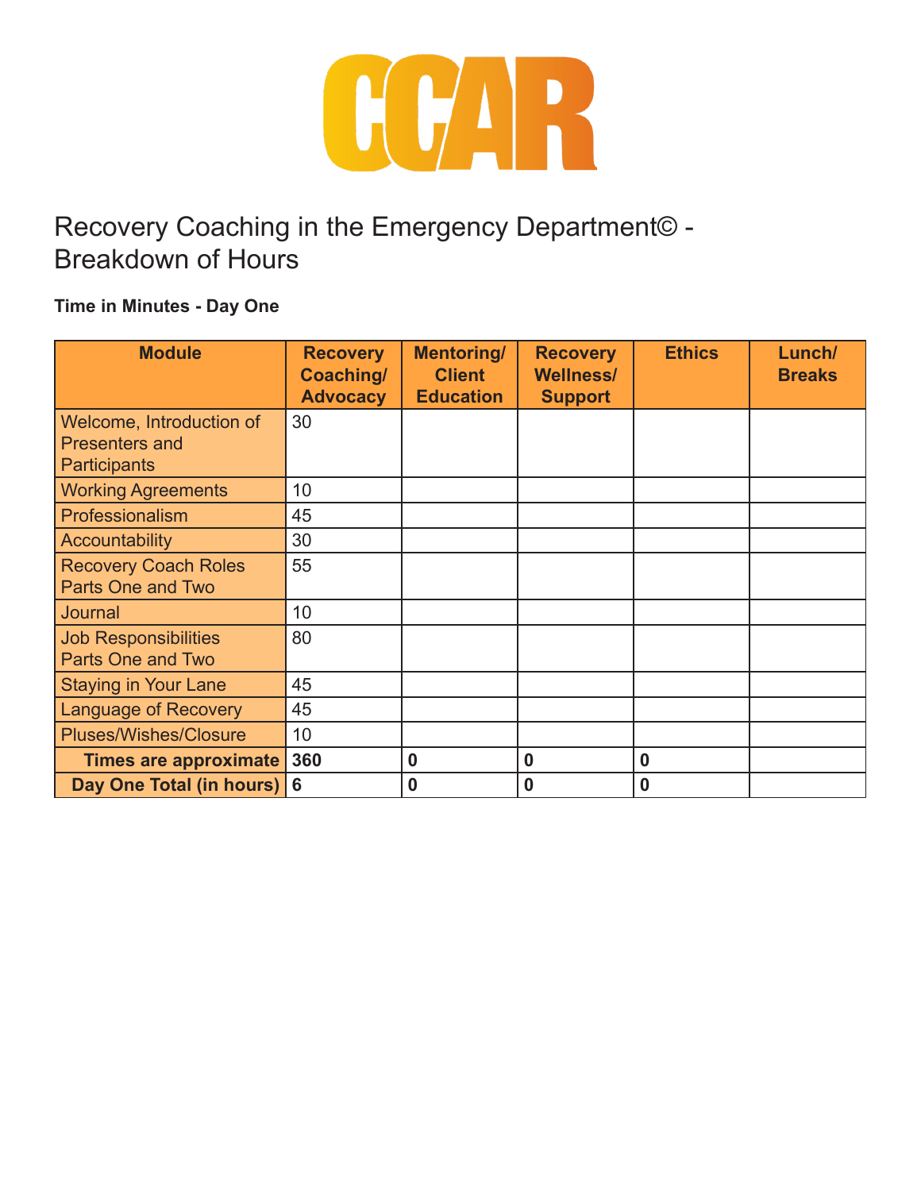CCAR

# Recovery Coaching in the Emergency Department© - Breakdown of Hours

**Time in Minutes - Day One**

| Module | Recovery Coaching/ Advocacy | Mentoring/ Client Education | Recovery Wellness/ Support | Ethics | Lunch/ Breaks |
|---|---|---|---|---|---|
| Welcome, Introduction of Presenters and Participants | 30 | | | | |
| Working Agreements | 10 | | | | |
| Professionalism | 45 | | | | |
| Accountability | 30 | | | | |
| Recovery Coach Roles Parts One and Two | 55 | | | | |
| Journal | 10 | | | | |
| Job Responsibilities Parts One and Two | 80 | | | | |
| Staying in Your Lane | 45 | | | | |
| Language of Recovery | 45 | | | | |
| Pluses/Wishes/Closure | 10 | | | | |
| **Times are approximate** | **360** | **0** | **0** | **0** | |
| **Day One Total (in hours)** | **6** | **0** | **0** | **0** | |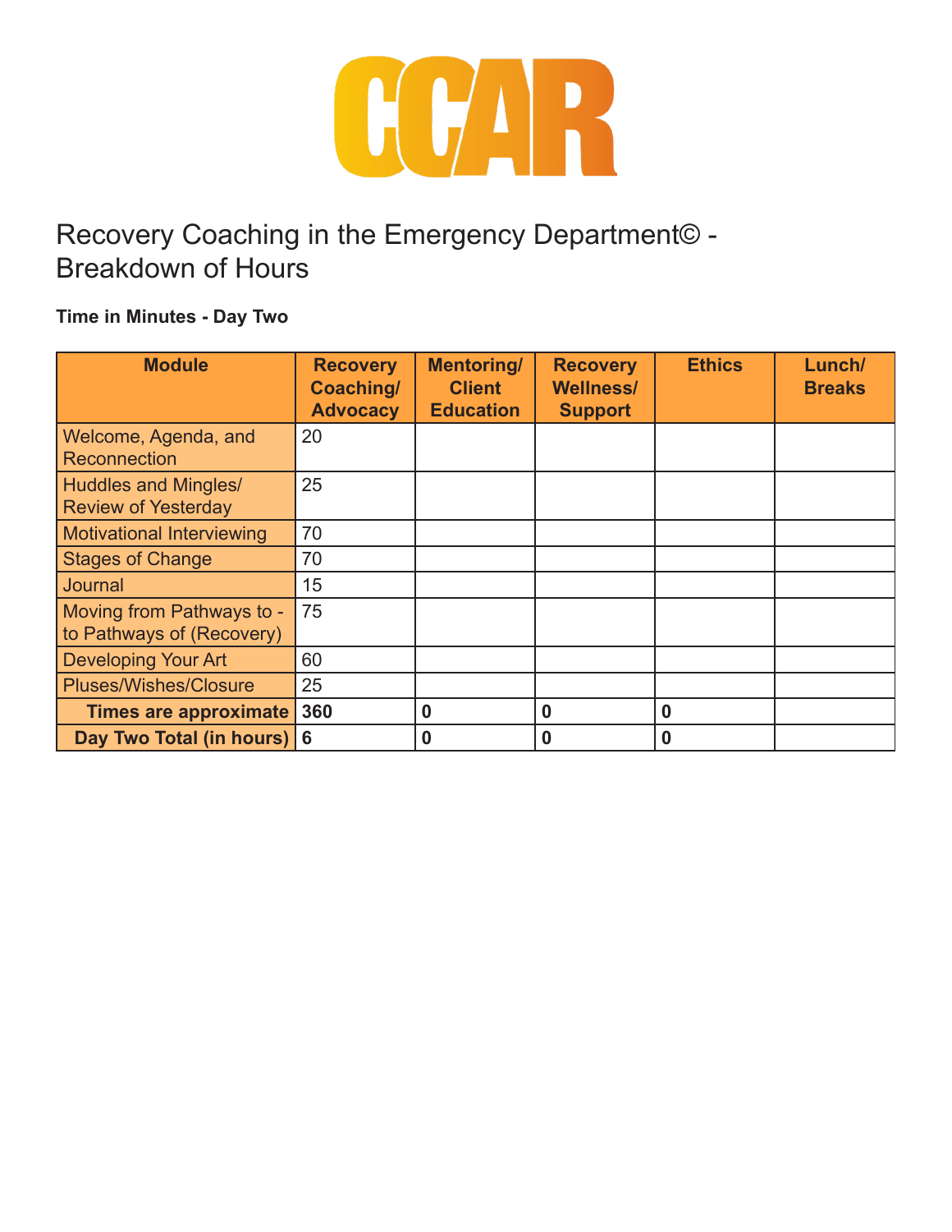CCAR

# Recovery Coaching in the Emergency Department© - Breakdown of Hours

**Time in Minutes - Day Two**

| Module | Recovery Coaching/ Advocacy | Mentoring/ Client Education | Recovery Wellness/ Support | Ethics | Lunch/ Breaks |
|---|---|---|---|---|---|
| Welcome, Agenda, and Reconnection | 20 | | | | |
| Huddles and Mingles/ Review of Yesterday | 25 | | | | |
| Motivational Interviewing | 70 | | | | |
| Stages of Change | 70 | | | | |
| Journal | 15 | | | | |
| Moving from Pathways to - to Pathways of (Recovery) | 75 | | | | |
| Developing Your Art | 60 | | | | |
| Pluses/Wishes/Closure | 25 | | | | |
| **Times are approximate** | **360** | **0** | **0** | **0** | |
| **Day Two Total (in hours)** | **6** | **0** | **0** | **0** | |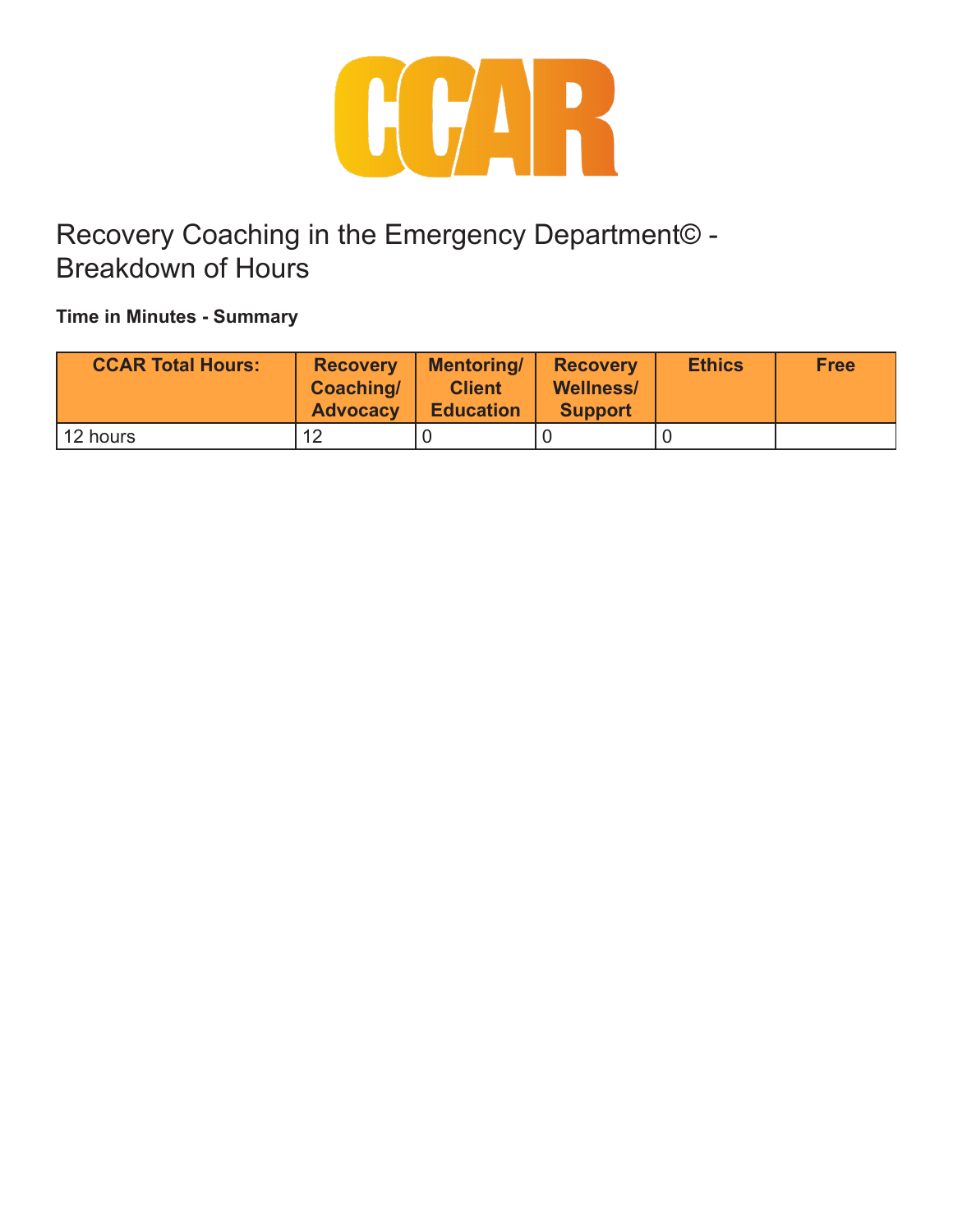CCAR

# Recovery Coaching in the Emergency Department© - Breakdown of Hours

**Time in Minutes - Summary**

| CCAR Total Hours: | Recovery Coaching/ Advocacy | Mentoring/ Client Education | Recovery Wellness/ Support | Ethics | Free |
|---|---|---|---|---|---|
| 12 hours | 12 | 0 | 0 | 0 | |